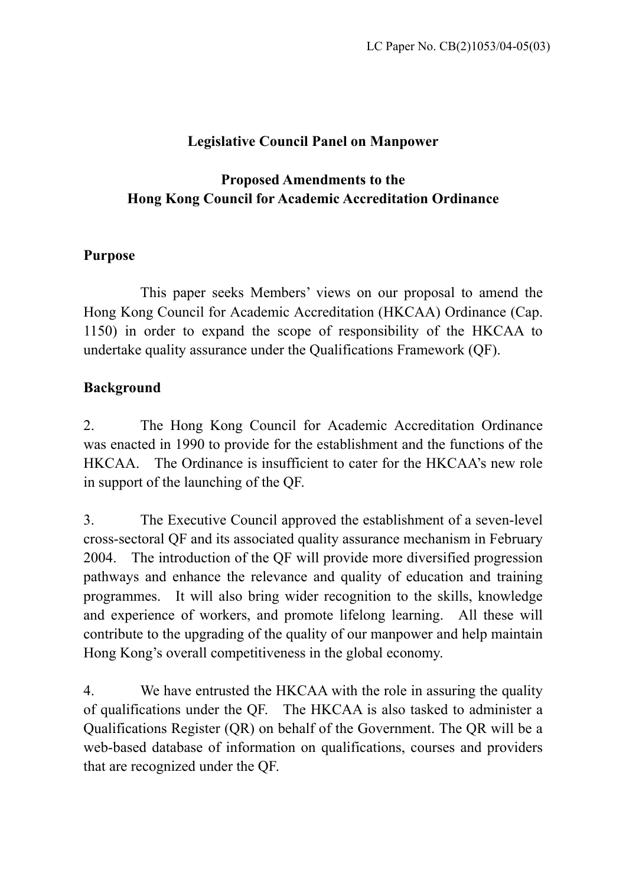LC Paper No. CB(2)1053/04-05(03)

**Legislative Council Panel on Manpower**

**Proposed Amendments to the Hong Kong Council for Academic Accreditation Ordinance**

## Purpose

This paper seeks Members' views on our proposal to amend the Hong Kong Council for Academic Accreditation (HKCAA) Ordinance (Cap. 1150) in order to expand the scope of responsibility of the HKCAA to undertake quality assurance under the Qualifications Framework (QF).

## Background

2. The Hong Kong Council for Academic Accreditation Ordinance was enacted in 1990 to provide for the establishment and the functions of the HKCAA. The Ordinance is insufficient to cater for the HKCAA's new role in support of the launching of the QF.

3. The Executive Council approved the establishment of a seven-level cross-sectoral QF and its associated quality assurance mechanism in February 2004. The introduction of the QF will provide more diversified progression pathways and enhance the relevance and quality of education and training programmes. It will also bring wider recognition to the skills, knowledge and experience of workers, and promote lifelong learning. All these will contribute to the upgrading of the quality of our manpower and help maintain Hong Kong's overall competitiveness in the global economy.

4. We have entrusted the HKCAA with the role in assuring the quality of qualifications under the QF. The HKCAA is also tasked to administer a Qualifications Register (QR) on behalf of the Government. The QR will be a web-based database of information on qualifications, courses and providers that are recognized under the QF.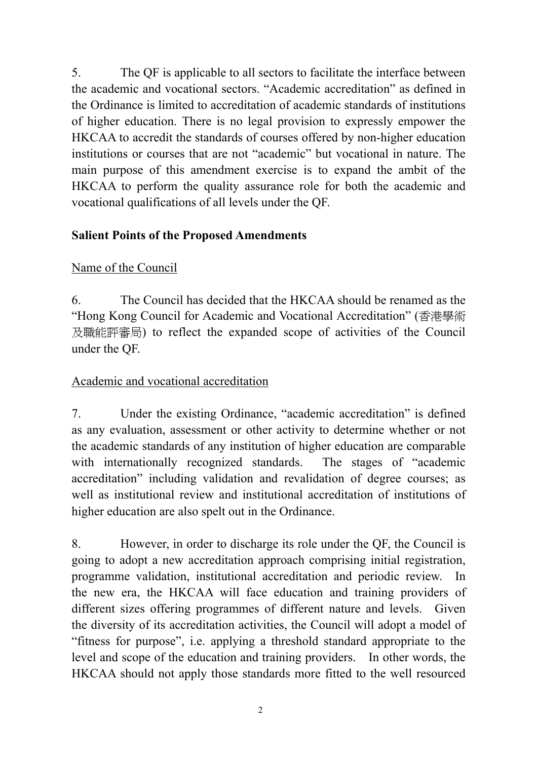5. The QF is applicable to all sectors to facilitate the interface between the academic and vocational sectors. "Academic accreditation" as defined in the Ordinance is limited to accreditation of academic standards of institutions of higher education. There is no legal provision to expressly empower the HKCAA to accredit the standards of courses offered by non-higher education institutions or courses that are not "academic" but vocational in nature. The main purpose of this amendment exercise is to expand the ambit of the HKCAA to perform the quality assurance role for both the academic and vocational qualifications of all levels under the QF.

**Salient Points of the Proposed Amendments**

Name of the Council

6. The Council has decided that the HKCAA should be renamed as the "Hong Kong Council for Academic and Vocational Accreditation" (香港學術及職能評審局) to reflect the expanded scope of activities of the Council under the QF.

Academic and vocational accreditation

7. Under the existing Ordinance, "academic accreditation" is defined as any evaluation, assessment or other activity to determine whether or not the academic standards of any institution of higher education are comparable with internationally recognized standards. The stages of "academic accreditation" including validation and revalidation of degree courses; as well as institutional review and institutional accreditation of institutions of higher education are also spelt out in the Ordinance.

8. However, in order to discharge its role under the QF, the Council is going to adopt a new accreditation approach comprising initial registration, programme validation, institutional accreditation and periodic review. In the new era, the HKCAA will face education and training providers of different sizes offering programmes of different nature and levels. Given the diversity of its accreditation activities, the Council will adopt a model of "fitness for purpose", i.e. applying a threshold standard appropriate to the level and scope of the education and training providers. In other words, the HKCAA should not apply those standards more fitted to the well resourced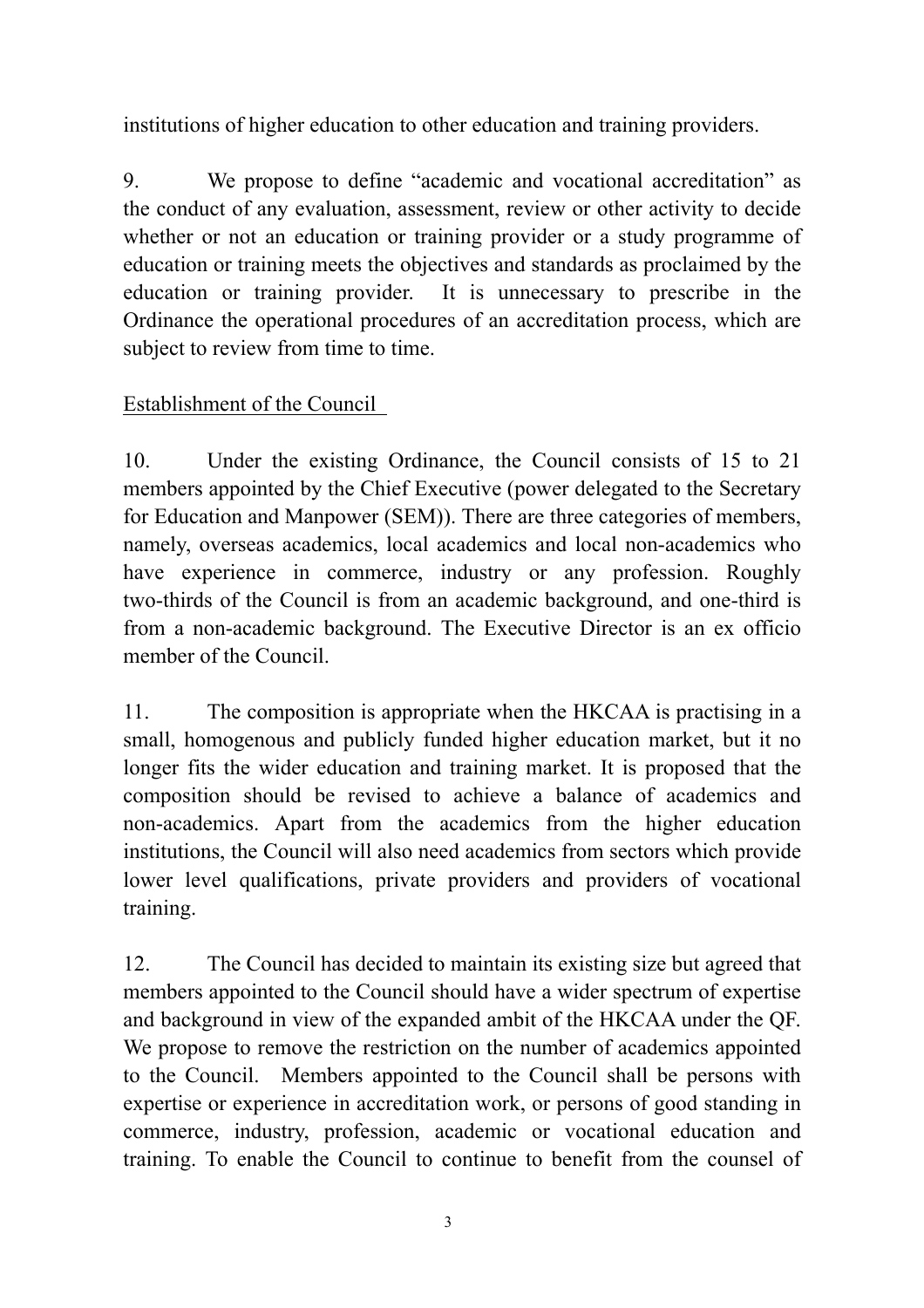institutions of higher education to other education and training providers.

9. We propose to define "academic and vocational accreditation" as the conduct of any evaluation, assessment, review or other activity to decide whether or not an education or training provider or a study programme of education or training meets the objectives and standards as proclaimed by the education or training provider. It is unnecessary to prescribe in the Ordinance the operational procedures of an accreditation process, which are subject to review from time to time.

<u>Establishment of the Council</u>

10. Under the existing Ordinance, the Council consists of 15 to 21 members appointed by the Chief Executive (power delegated to the Secretary for Education and Manpower (SEM)). There are three categories of members, namely, overseas academics, local academics and local non-academics who have experience in commerce, industry or any profession. Roughly two-thirds of the Council is from an academic background, and one-third is from a non-academic background. The Executive Director is an ex officio member of the Council.

11. The composition is appropriate when the HKCAA is practising in a small, homogenous and publicly funded higher education market, but it no longer fits the wider education and training market. It is proposed that the composition should be revised to achieve a balance of academics and non-academics. Apart from the academics from the higher education institutions, the Council will also need academics from sectors which provide lower level qualifications, private providers and providers of vocational training.

12. The Council has decided to maintain its existing size but agreed that members appointed to the Council should have a wider spectrum of expertise and background in view of the expanded ambit of the HKCAA under the QF. We propose to remove the restriction on the number of academics appointed to the Council. Members appointed to the Council shall be persons with expertise or experience in accreditation work, or persons of good standing in commerce, industry, profession, academic or vocational education and training. To enable the Council to continue to benefit from the counsel of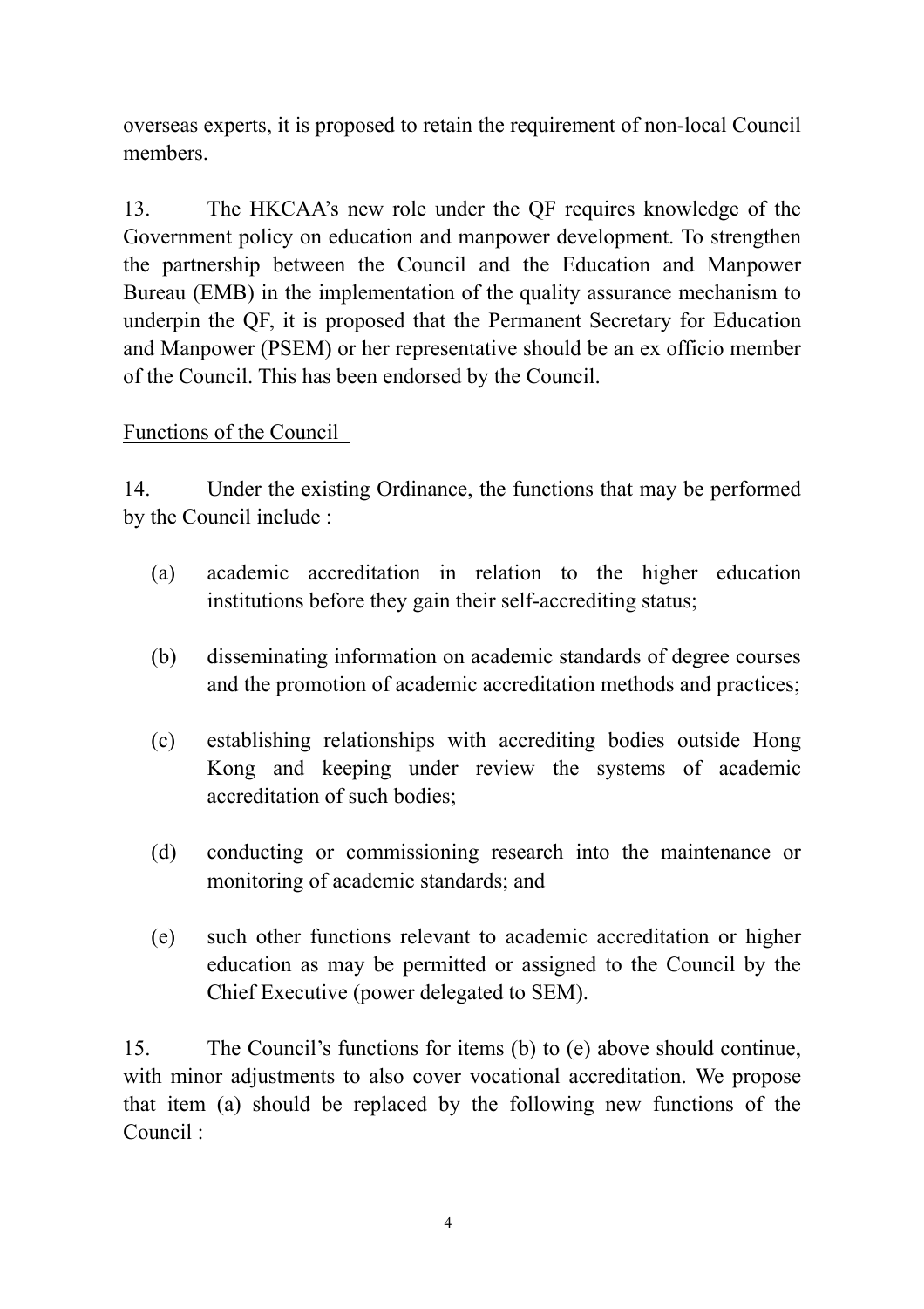overseas experts, it is proposed to retain the requirement of non-local Council members.

13. The HKCAA's new role under the QF requires knowledge of the Government policy on education and manpower development. To strengthen the partnership between the Council and the Education and Manpower Bureau (EMB) in the implementation of the quality assurance mechanism to underpin the QF, it is proposed that the Permanent Secretary for Education and Manpower (PSEM) or her representative should be an ex officio member of the Council. This has been endorsed by the Council.

<u>Functions of the Council</u>

14. Under the existing Ordinance, the functions that may be performed by the Council include :

(a) academic accreditation in relation to the higher education institutions before they gain their self-accrediting status;

(b) disseminating information on academic standards of degree courses and the promotion of academic accreditation methods and practices;

(c) establishing relationships with accrediting bodies outside Hong Kong and keeping under review the systems of academic accreditation of such bodies;

(d) conducting or commissioning research into the maintenance or monitoring of academic standards; and

(e) such other functions relevant to academic accreditation or higher education as may be permitted or assigned to the Council by the Chief Executive (power delegated to SEM).

15. The Council's functions for items (b) to (e) above should continue, with minor adjustments to also cover vocational accreditation. We propose that item (a) should be replaced by the following new functions of the Council :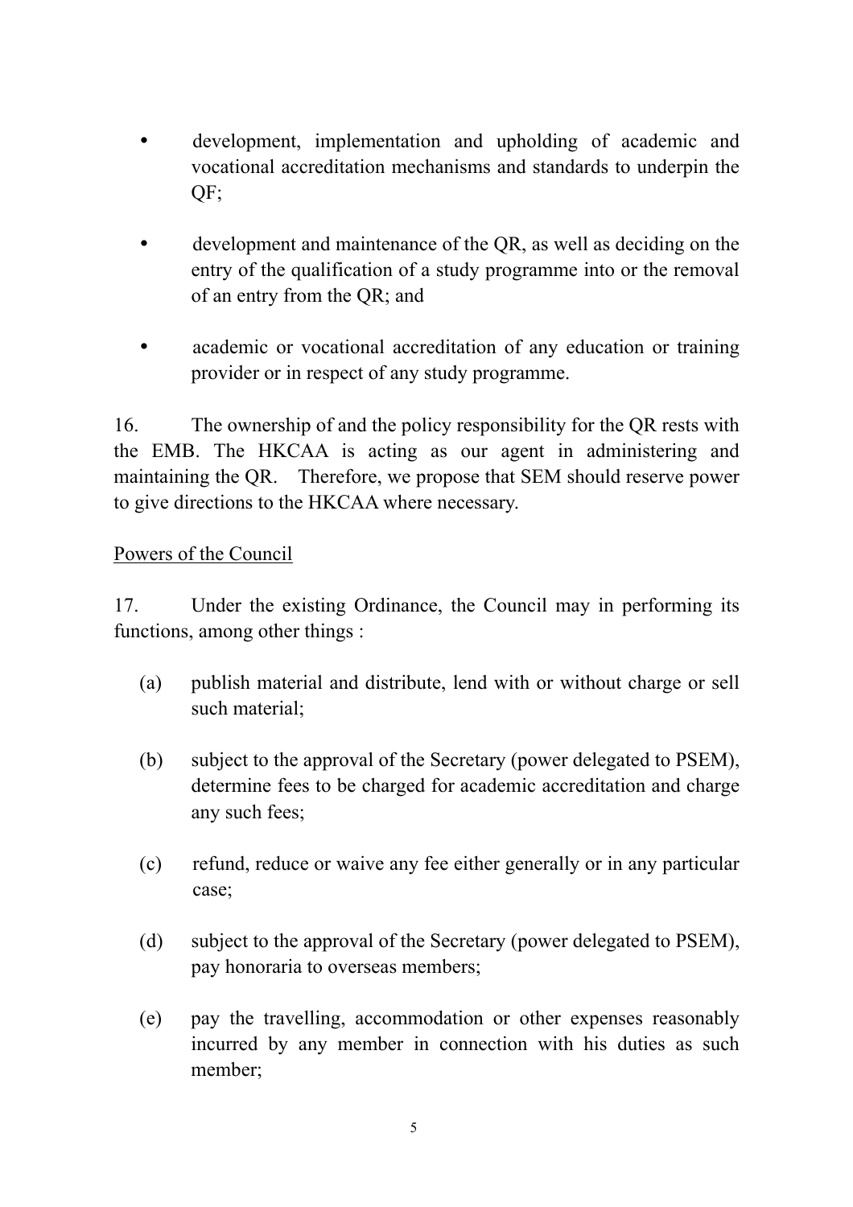- development, implementation and upholding of academic and vocational accreditation mechanisms and standards to underpin the QF;

- development and maintenance of the QR, as well as deciding on the entry of the qualification of a study programme into or the removal of an entry from the QR; and

- academic or vocational accreditation of any education or training provider or in respect of any study programme.

16. The ownership of and the policy responsibility for the QR rests with the EMB. The HKCAA is acting as our agent in administering and maintaining the QR. Therefore, we propose that SEM should reserve power to give directions to the HKCAA where necessary.

<u>Powers of the Council</u>

17. Under the existing Ordinance, the Council may in performing its functions, among other things :

(a) publish material and distribute, lend with or without charge or sell such material;

(b) subject to the approval of the Secretary (power delegated to PSEM), determine fees to be charged for academic accreditation and charge any such fees;

(c) refund, reduce or waive any fee either generally or in any particular case;

(d) subject to the approval of the Secretary (power delegated to PSEM), pay honoraria to overseas members;

(e) pay the travelling, accommodation or other expenses reasonably incurred by any member in connection with his duties as such member;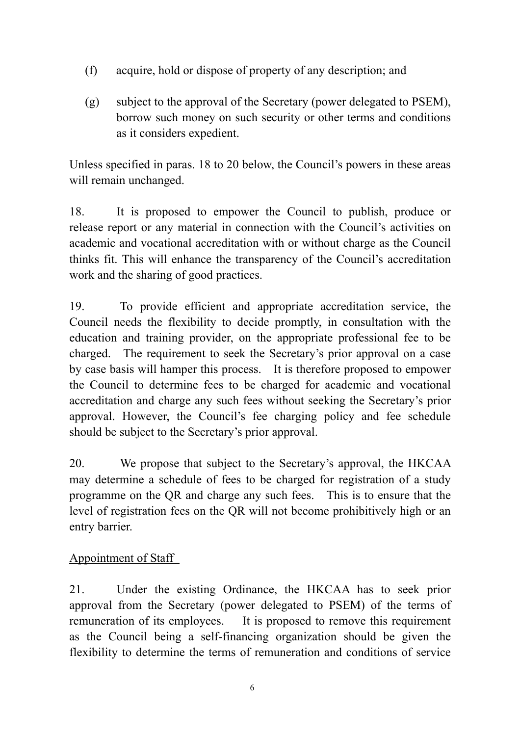(f) acquire, hold or dispose of property of any description; and

(g) subject to the approval of the Secretary (power delegated to PSEM), borrow such money on such security or other terms and conditions as it considers expedient.

Unless specified in paras. 18 to 20 below, the Council's powers in these areas will remain unchanged.

18. It is proposed to empower the Council to publish, produce or release report or any material in connection with the Council's activities on academic and vocational accreditation with or without charge as the Council thinks fit. This will enhance the transparency of the Council's accreditation work and the sharing of good practices.

19. To provide efficient and appropriate accreditation service, the Council needs the flexibility to decide promptly, in consultation with the education and training provider, on the appropriate professional fee to be charged. The requirement to seek the Secretary's prior approval on a case by case basis will hamper this process. It is therefore proposed to empower the Council to determine fees to be charged for academic and vocational accreditation and charge any such fees without seeking the Secretary's prior approval. However, the Council's fee charging policy and fee schedule should be subject to the Secretary's prior approval.

20. We propose that subject to the Secretary's approval, the HKCAA may determine a schedule of fees to be charged for registration of a study programme on the QR and charge any such fees. This is to ensure that the level of registration fees on the QR will not become prohibitively high or an entry barrier.

<u>Appointment of Staff</u>

21. Under the existing Ordinance, the HKCAA has to seek prior approval from the Secretary (power delegated to PSEM) of the terms of remuneration of its employees. It is proposed to remove this requirement as the Council being a self-financing organization should be given the flexibility to determine the terms of remuneration and conditions of service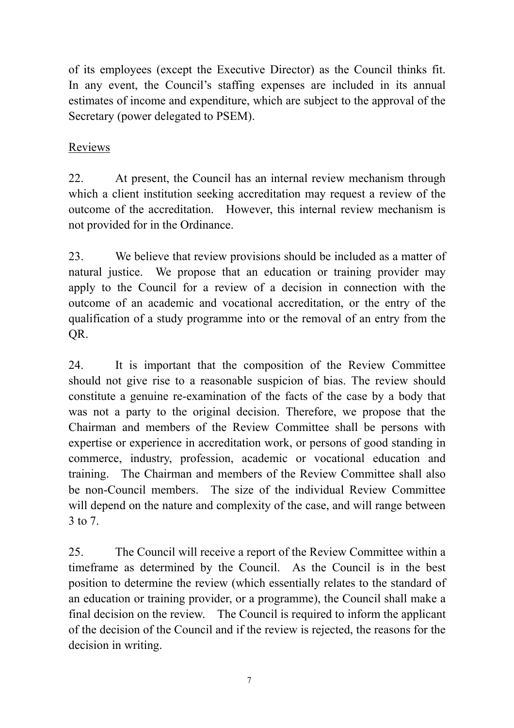of its employees (except the Executive Director) as the Council thinks fit. In any event, the Council's staffing expenses are included in its annual estimates of income and expenditure, which are subject to the approval of the Secretary (power delegated to PSEM).

<u>Reviews</u>

22. At present, the Council has an internal review mechanism through which a client institution seeking accreditation may request a review of the outcome of the accreditation. However, this internal review mechanism is not provided for in the Ordinance.

23. We believe that review provisions should be included as a matter of natural justice. We propose that an education or training provider may apply to the Council for a review of a decision in connection with the outcome of an academic and vocational accreditation, or the entry of the qualification of a study programme into or the removal of an entry from the QR.

24. It is important that the composition of the Review Committee should not give rise to a reasonable suspicion of bias. The review should constitute a genuine re-examination of the facts of the case by a body that was not a party to the original decision. Therefore, we propose that the Chairman and members of the Review Committee shall be persons with expertise or experience in accreditation work, or persons of good standing in commerce, industry, profession, academic or vocational education and training. The Chairman and members of the Review Committee shall also be non-Council members. The size of the individual Review Committee will depend on the nature and complexity of the case, and will range between 3 to 7.

25. The Council will receive a report of the Review Committee within a timeframe as determined by the Council. As the Council is in the best position to determine the review (which essentially relates to the standard of an education or training provider, or a programme), the Council shall make a final decision on the review. The Council is required to inform the applicant of the decision of the Council and if the review is rejected, the reasons for the decision in writing.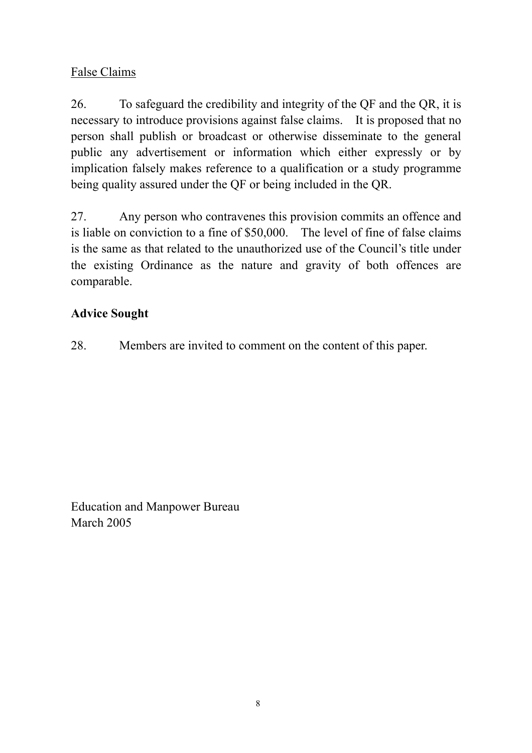False Claims

26. To safeguard the credibility and integrity of the QF and the QR, it is necessary to introduce provisions against false claims. It is proposed that no person shall publish or broadcast or otherwise disseminate to the general public any advertisement or information which either expressly or by implication falsely makes reference to a qualification or a study programme being quality assured under the QF or being included in the QR.

27. Any person who contravenes this provision commits an offence and is liable on conviction to a fine of $50,000. The level of fine of false claims is the same as that related to the unauthorized use of the Council's title under the existing Ordinance as the nature and gravity of both offences are comparable.

**Advice Sought**

28. Members are invited to comment on the content of this paper.

Education and Manpower Bureau
March 2005